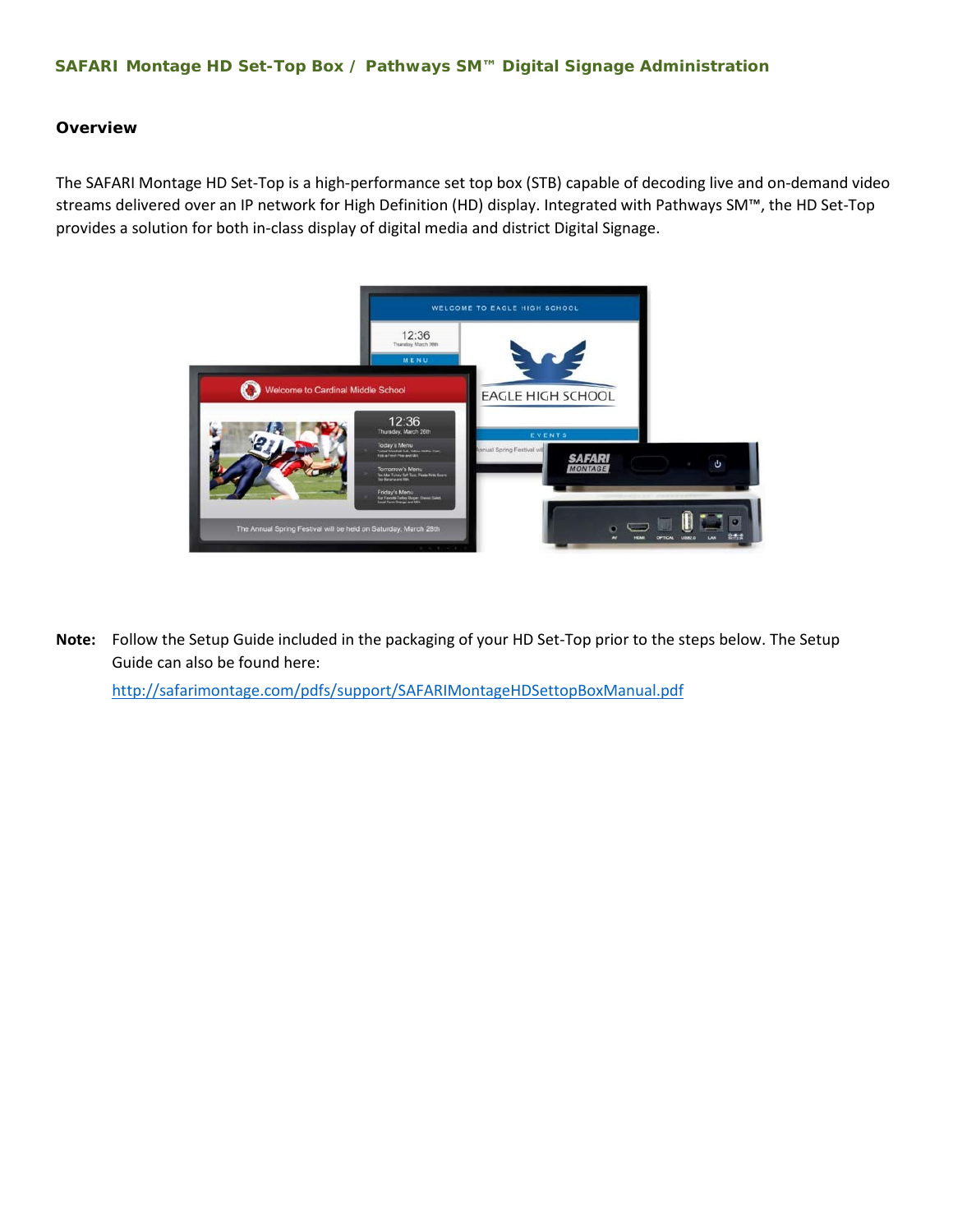# SAFARI Montage HD Set-Top Box / Pathways SM™ Digital Signage Administration

## Overview

The SAFARI Montage HD Set-Top is a high-performance set top box (STB) capable of decoding live and on-demand video streams delivered over an IP network for High Definition (HD) display. Integrated with Pathways SM™, the HD Set-Top provides a solution for both in-class display of digital media and district Digital Signage.

**Note:** Follow the Setup Guide included in the packaging of your HD Set-Top prior to the steps below. The Setup Guide can also be found here:

http://safarimontage.com/pdfs/support/SAFARIMontageHDSettopBoxManual.pdf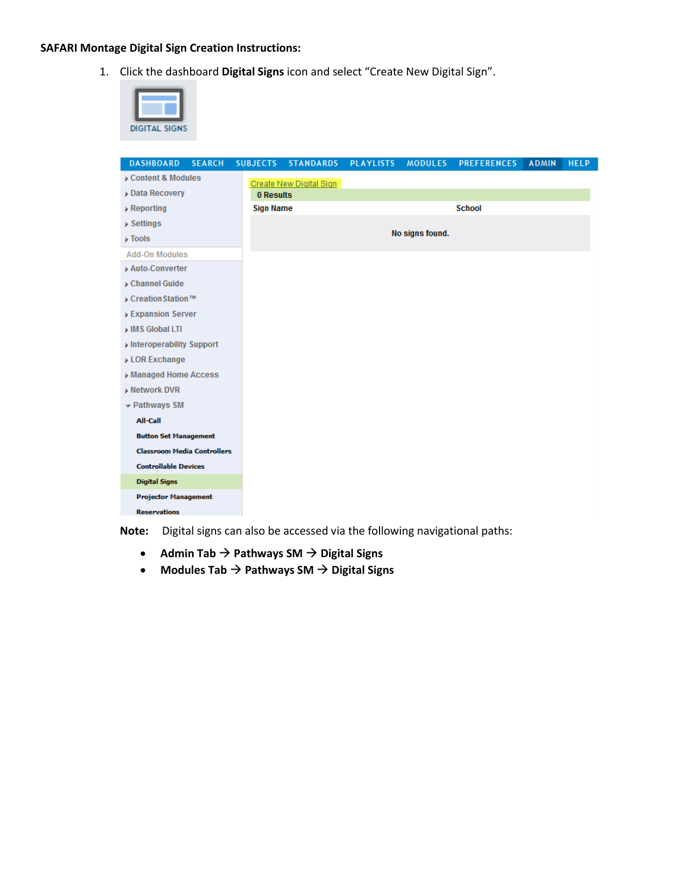**SAFARI Montage Digital Sign Creation Instructions:**

1. Click the dashboard **Digital Signs** icon and select "Create New Digital Sign".

**Note:** Digital signs can also be accessed via the following navigational paths:

- **Admin Tab → Pathways SM → Digital Signs**
- **Modules Tab → Pathways SM → Digital Signs**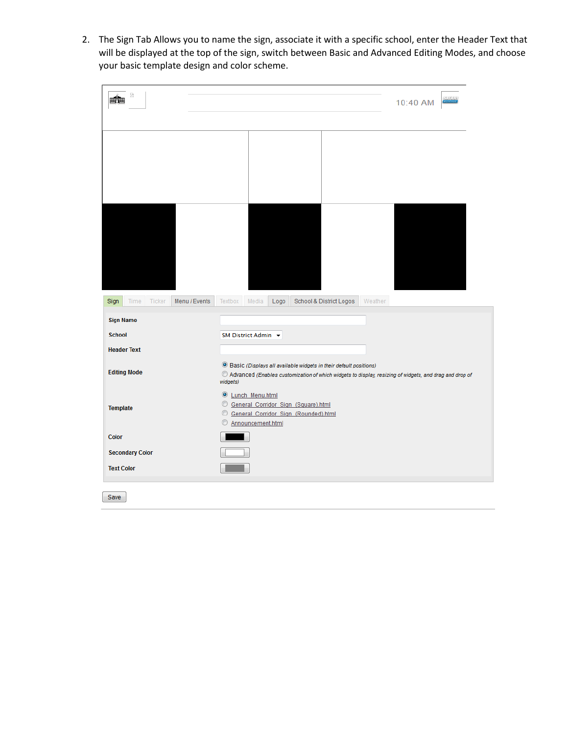2. The Sign Tab Allows you to name the sign, associate it with a specific school, enter the Header Text that will be displayed at the top of the sign, switch between Basic and Advanced Editing Modes, and choose your basic template design and color scheme.

10:40 AM

Sign | Time | Ticker | Menu / Events | Textbox | Media | Logo | School & District Logos | Weather

| | |
|---|---|
| **Sign Name** | |
| **School** | SM District Admin |
| **Header Text** | |
| **Editing Mode** | Basic *(Displays all available widgets in their default positions)*<br>Advanced *(Enables customization of which widgets to display, resizing of widgets, and drag and drop of widgets)* |
| **Template** | Lunch_Menu.html<br>General_Corridor_Sign_(Square).html<br>General_Corridor_Sign_(Rounded).html<br>Announcement.html |
| **Color** | |
| **Secondary Color** | |
| **Text Color** | |

Save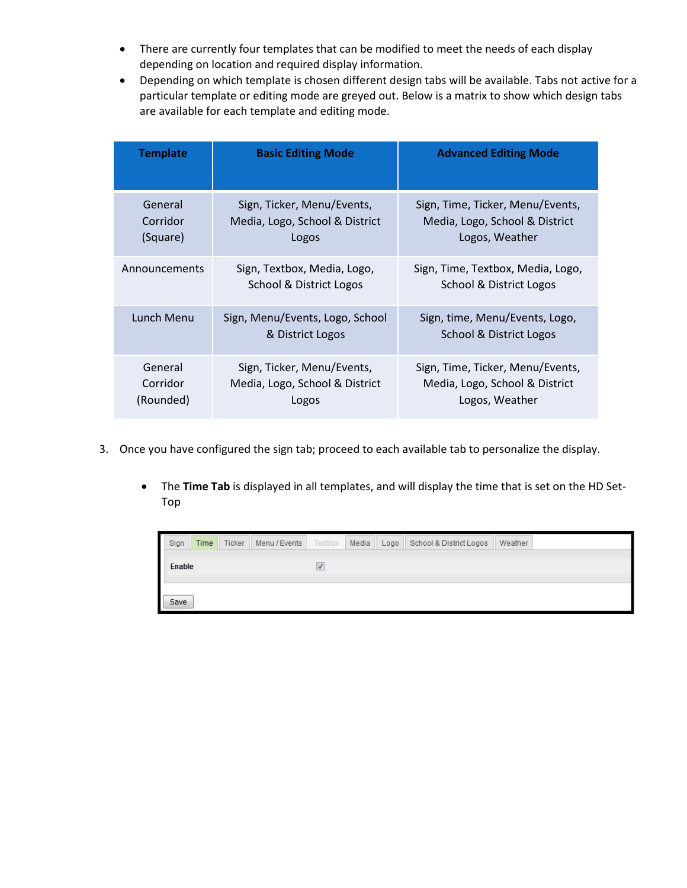- There are currently four templates that can be modified to meet the needs of each display depending on location and required display information.
- Depending on which template is chosen different design tabs will be available. Tabs not active for a particular template or editing mode are greyed out. Below is a matrix to show which design tabs are available for each template and editing mode.

| Template | Basic Editing Mode | Advanced Editing Mode |
| --- | --- | --- |
| General Corridor (Square) | Sign, Ticker, Menu/Events, Media, Logo, School & District Logos | Sign, Time, Ticker, Menu/Events, Media, Logo, School & District Logos, Weather |
| Announcements | Sign, Textbox, Media, Logo, School & District Logos | Sign, Time, Textbox, Media, Logo, School & District Logos |
| Lunch Menu | Sign, Menu/Events, Logo, School & District Logos | Sign, time, Menu/Events, Logo, School & District Logos |
| General Corridor (Rounded) | Sign, Ticker, Menu/Events, Media, Logo, School & District Logos | Sign, Time, Ticker, Menu/Events, Media, Logo, School & District Logos, Weather |

3. Once you have configured the sign tab; proceed to each available tab to personalize the display.

   - The **Time Tab** is displayed in all templates, and will display the time that is set on the HD Set-Top

     Sign | Time | Ticker | Menu / Events | Textbox | Media | Logo | School & District Logos | Weather

     Enable ☑

     Save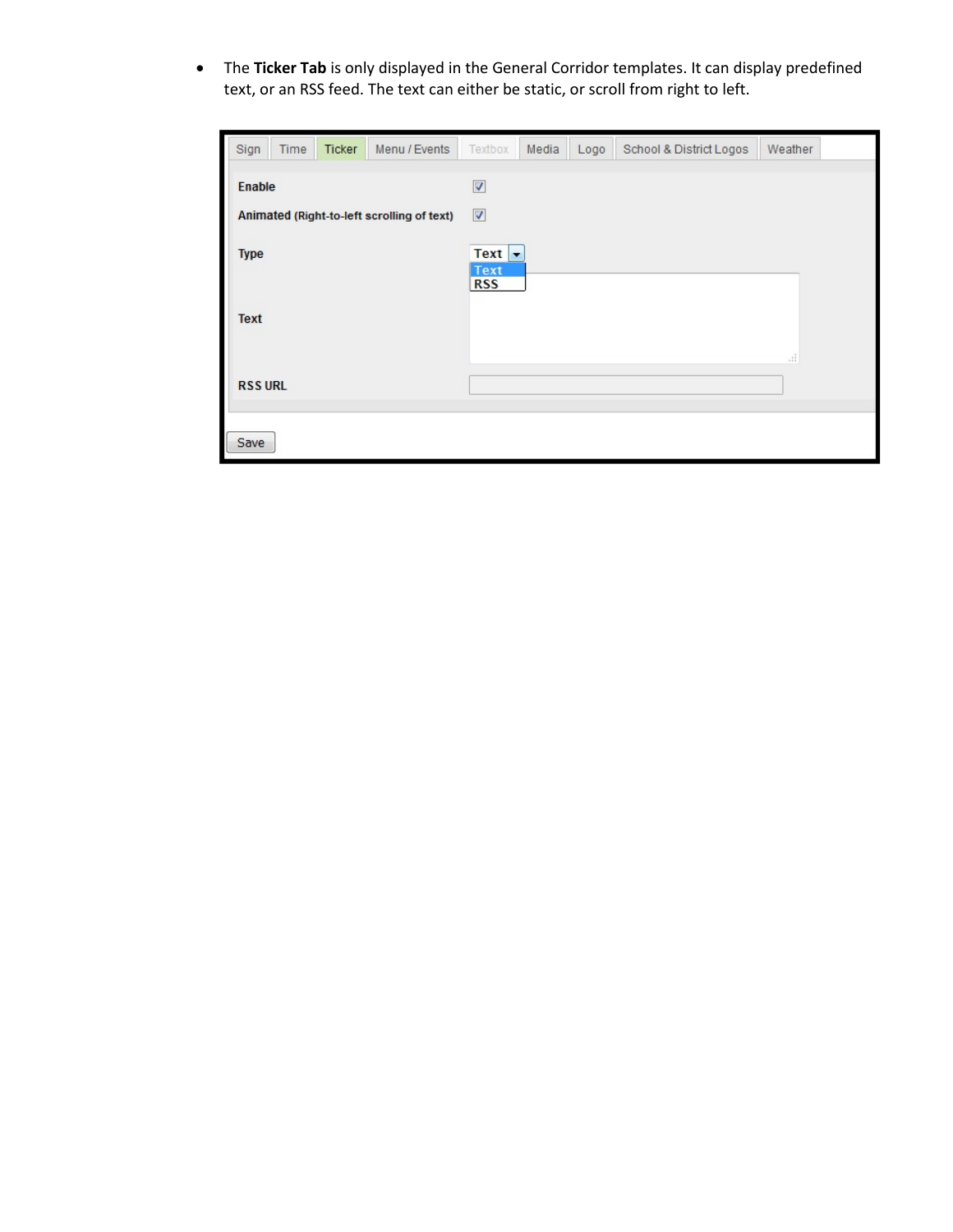- The **Ticker Tab** is only displayed in the General Corridor templates. It can display predefined text, or an RSS feed. The text can either be static, or scroll from right to left.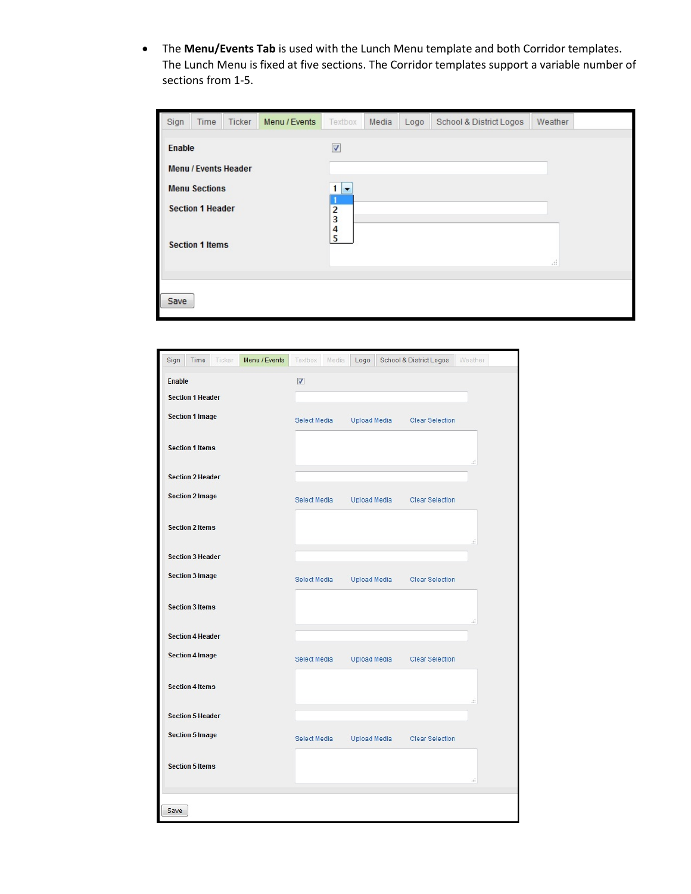- The **Menu/Events Tab** is used with the Lunch Menu template and both Corridor templates. The Lunch Menu is fixed at five sections. The Corridor templates support a variable number of sections from 1-5.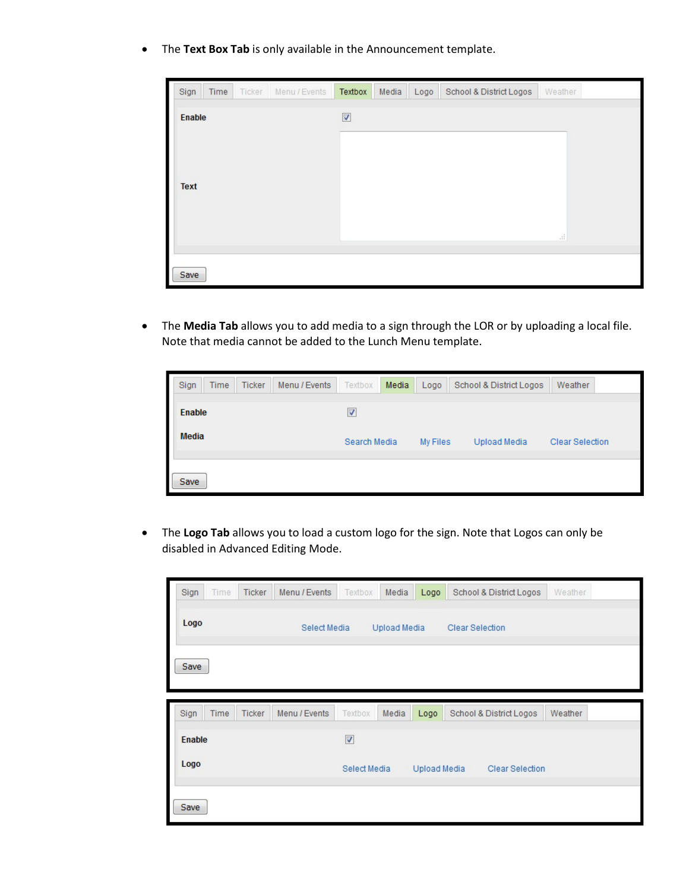- The **Text Box Tab** is only available in the Announcement template.

- The **Media Tab** allows you to add media to a sign through the LOR or by uploading a local file. Note that media cannot be added to the Lunch Menu template.

- The **Logo Tab** allows you to load a custom logo for the sign. Note that Logos can only be disabled in Advanced Editing Mode.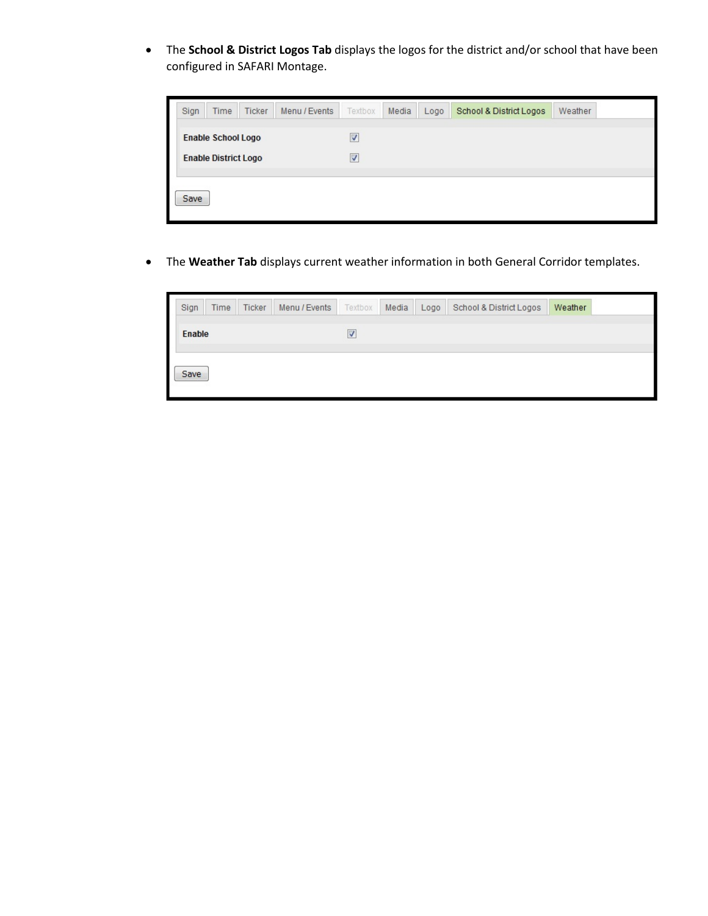- The **School & District Logos Tab** displays the logos for the district and/or school that have been configured in SAFARI Montage.

- The **Weather Tab** displays current weather information in both General Corridor templates.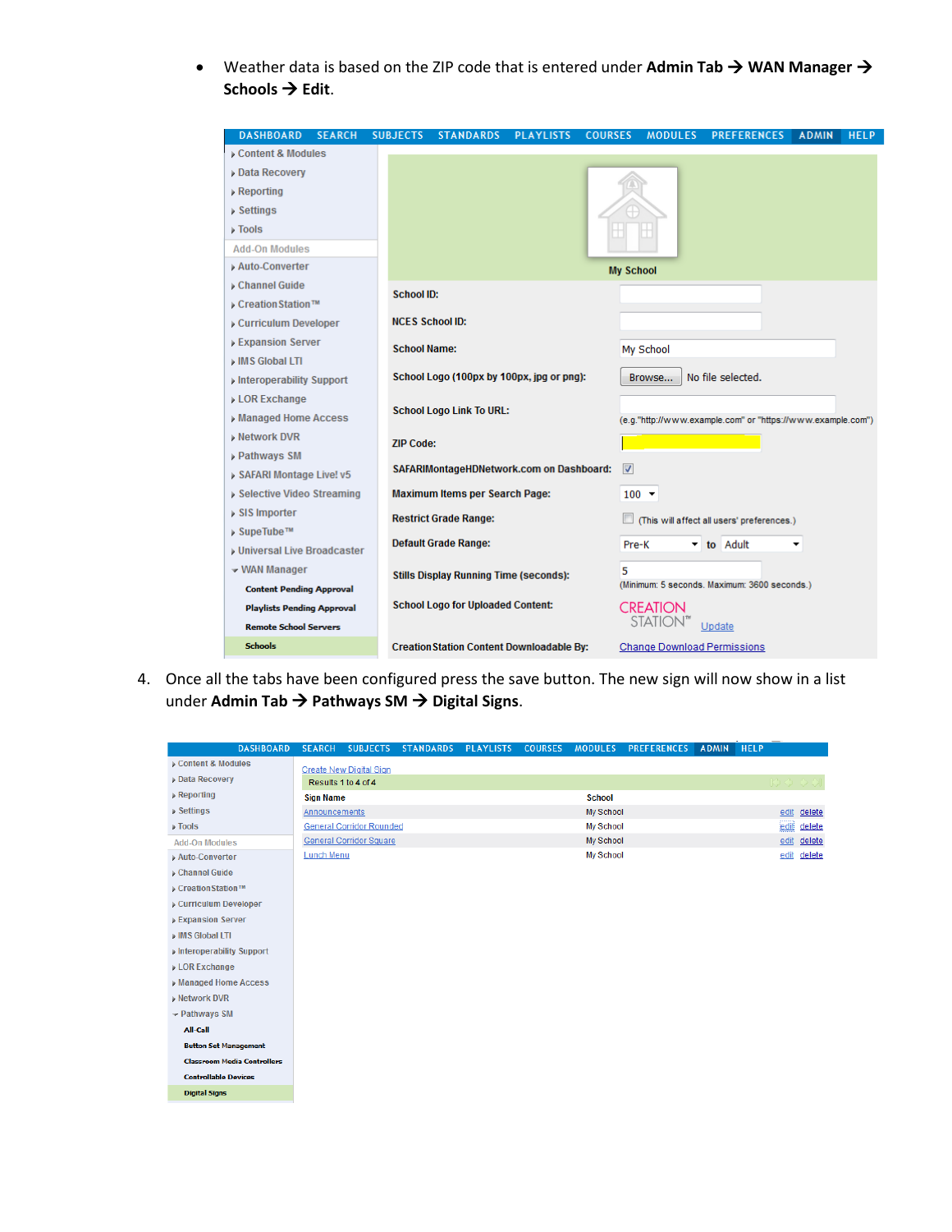- Weather data is based on the ZIP code that is entered under **Admin Tab → WAN Manager → Schools → Edit**.

4. Once all the tabs have been configured press the save button. The new sign will now show in a list under **Admin Tab → Pathways SM → Digital Signs**.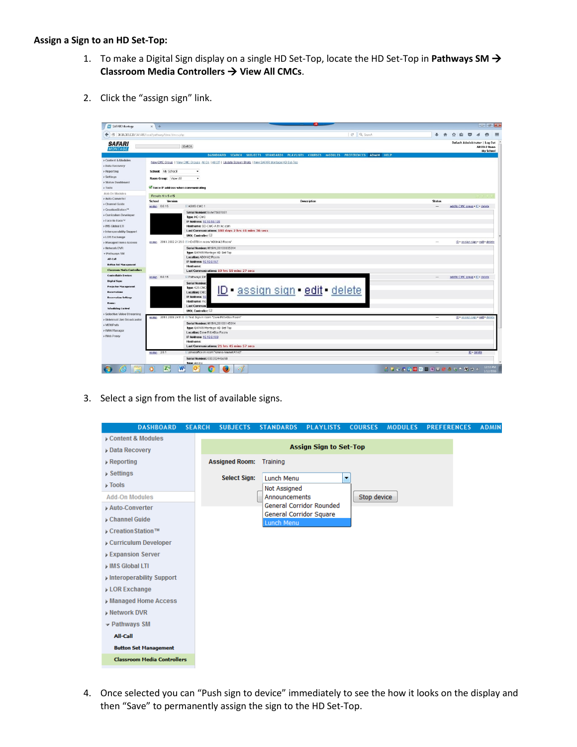**Assign a Sign to an HD Set-Top:**

1. To make a Digital Sign display on a single HD Set-Top, locate the HD Set-Top in **Pathways SM → Classroom Media Controllers → View All CMCs**.

2. Click the "assign sign" link.

3. Select a sign from the list of available signs.

4. Once selected you can "Push sign to device" immediately to see the how it looks on the display and then "Save" to permanently assign the sign to the HD Set-Top.